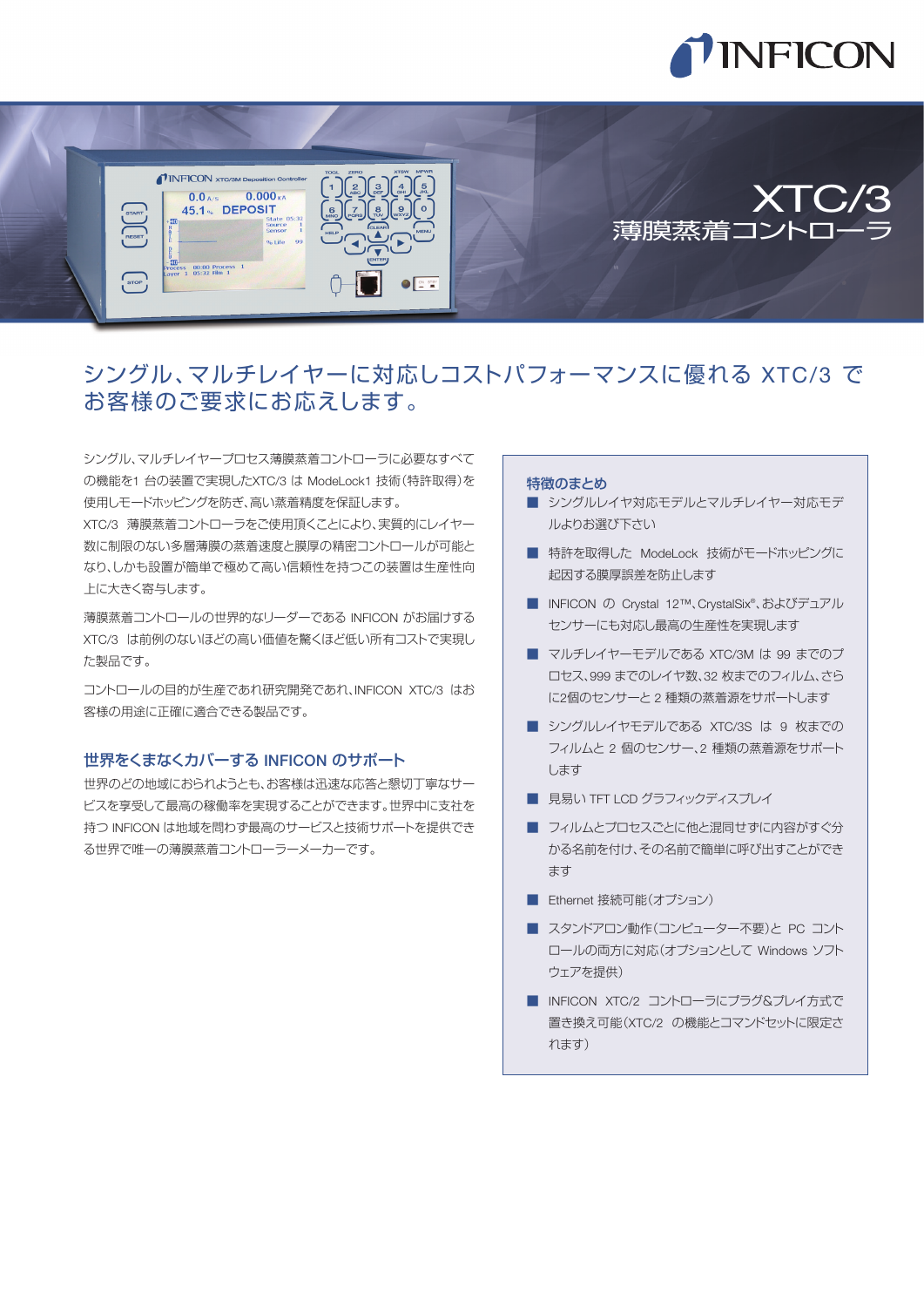# XTC/3
## 薄膜蒸着コントローラ

## シングル、マルチレイヤーに対応しコストパフォーマンスに優れる XTC/3 でお客様のご要求にお応えします。

シングル、マルチレイヤープロセス薄膜蒸着コントローラに必要なすべての機能を1 台の装置で実現したXTC/3 は ModeLock1 技術（特許取得）を使用しモードホッピングを防ぎ、高い蒸着精度を保証します。
XTC/3　薄膜蒸着コントローラをご使用頂くことにより、実質的にレイヤー数に制限のない多層薄膜の蒸着速度と膜厚の精密コントロールが可能となり、しかも設置が簡単で極めて高い信頼性を持つこの装置は生産性向上に大きく寄与します。

薄膜蒸着コントロールの世界的なリーダーである INFICON がお届けする XTC/3　は前例のないほどの高い価値を驚くほど低い所有コストで実現した製品です。

コントロールの目的が生産であれ研究開発であれ、INFICON　XTC/3　はお客様の用途に正確に適合できる製品です。

### 世界をくまなくカバーする INFICON のサポート

世界のどの地域におられようとも、お客様は迅速な応答と懇切丁寧なサービスを享受して最高の稼働率を実現することができます。世界中に支社を持つ INFICON は地域を問わず最高のサービスと技術サポートを提供できる世界で唯一の薄膜蒸着コントローラーメーカーです。

### 特徴のまとめ

- シングルレイヤ対応モデルとマルチレイヤー対応モデルよりお選び下さい
- 特許を取得した　ModeLock　技術がモードホッピングに起因する膜厚誤差を防止します
- INFICON　の　Crystal　12™、CrystalSix®、およびデュアルセンサーにも対応し最高の生産性を実現します
- マルチレイヤーモデルである XTC/3M は 99 までのプロセス、999 までのレイヤ数、32 枚までのフィルム、さらに2個のセンサーと 2 種類の蒸着源をサポートします
- シングルレイヤモデルである　XTC/3S　は　9　枚までのフィルムと 2 個のセンサー、2 種類の蒸着源をサポートします
- 見易い TFT LCD グラフィックディスプレイ
- フィルムとプロセスごとに他と混同せずに内容がすぐ分かる名前を付け、その名前で簡単に呼び出すことができます
- Ethernet 接続可能（オプション）
- スタンドアロン動作（コンピューター不要）と　PC　コントロールの両方に対応（オプションとして　Windows　ソフトウェアを提供）
- INFICON　XTC/2　コントローラにプラグ&プレイ方式で置き換え可能（XTC/2　の機能とコマンドセットに限定されます）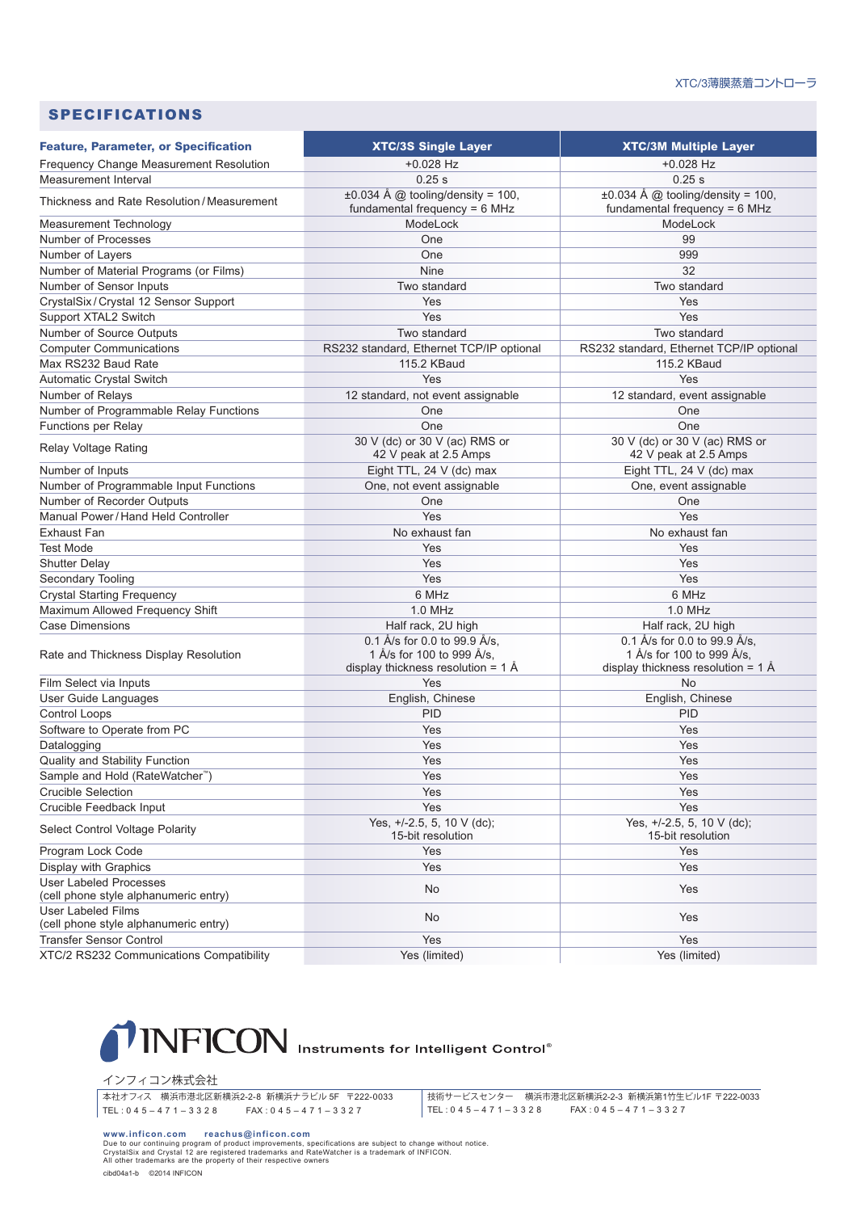## SPECIFICATIONS

| Feature, Parameter, or Specification | XTC/3S Single Layer | XTC/3M Multiple Layer |
|---|---|---|
| Frequency Change Measurement Resolution | +0.028 Hz | +0.028 Hz |
| Measurement Interval | 0.25 s | 0.25 s |
| Thickness and Rate Resolution / Measurement | ±0.034 Å @ tooling/density = 100, fundamental frequency = 6 MHz | ±0.034 Å @ tooling/density = 100, fundamental frequency = 6 MHz |
| Measurement Technology | ModeLock | ModeLock |
| Number of Processes | One | 99 |
| Number of Layers | One | 999 |
| Number of Material Programs (or Films) | Nine | 32 |
| Number of Sensor Inputs | Two standard | Two standard |
| CrystalSix / Crystal 12 Sensor Support | Yes | Yes |
| Support XTAL2 Switch | Yes | Yes |
| Number of Source Outputs | Two standard | Two standard |
| Computer Communications | RS232 standard, Ethernet TCP/IP optional | RS232 standard, Ethernet TCP/IP optional |
| Max RS232 Baud Rate | 115.2 KBaud | 115.2 KBaud |
| Automatic Crystal Switch | Yes | Yes |
| Number of Relays | 12 standard, not event assignable | 12 standard, event assignable |
| Number of Programmable Relay Functions | One | One |
| Functions per Relay | One | One |
| Relay Voltage Rating | 30 V (dc) or 30 V (ac) RMS or 42 V peak at 2.5 Amps | 30 V (dc) or 30 V (ac) RMS or 42 V peak at 2.5 Amps |
| Number of Inputs | Eight TTL, 24 V (dc) max | Eight TTL, 24 V (dc) max |
| Number of Programmable Input Functions | One, not event assignable | One, event assignable |
| Number of Recorder Outputs | One | One |
| Manual Power / Hand Held Controller | Yes | Yes |
| Exhaust Fan | No exhaust fan | No exhaust fan |
| Test Mode | Yes | Yes |
| Shutter Delay | Yes | Yes |
| Secondary Tooling | Yes | Yes |
| Crystal Starting Frequency | 6 MHz | 6 MHz |
| Maximum Allowed Frequency Shift | 1.0 MHz | 1.0 MHz |
| Case Dimensions | Half rack, 2U high | Half rack, 2U high |
| Rate and Thickness Display Resolution | 0.1 Å/s for 0.0 to 99.9 Å/s, 1 Å/s for 100 to 999 Å/s, display thickness resolution = 1 Å | 0.1 Å/s for 0.0 to 99.9 Å/s, 1 Å/s for 100 to 999 Å/s, display thickness resolution = 1 Å |
| Film Select via Inputs | Yes | No |
| User Guide Languages | English, Chinese | English, Chinese |
| Control Loops | PID | PID |
| Software to Operate from PC | Yes | Yes |
| Datalogging | Yes | Yes |
| Quality and Stability Function | Yes | Yes |
| Sample and Hold (RateWatcher™) | Yes | Yes |
| Crucible Selection | Yes | Yes |
| Crucible Feedback Input | Yes | Yes |
| Select Control Voltage Polarity | Yes, +/-2.5, 5, 10 V (dc); 15-bit resolution | Yes, +/-2.5, 5, 10 V (dc); 15-bit resolution |
| Program Lock Code | Yes | Yes |
| Display with Graphics | Yes | Yes |
| User Labeled Processes (cell phone style alphanumeric entry) | No | Yes |
| User Labeled Films (cell phone style alphanumeric entry) | No | Yes |
| Transfer Sensor Control | Yes | Yes |
| XTC/2 RS232 Communications Compatibility | Yes (limited) | Yes (limited) |

INFICON Instruments for Intelligent Control®

インフィコン株式会社

本社オフィス　横浜市港北区新横浜2-2-8 新横浜ナラビル 5F　〒222-0033
TEL : 0 4 5 – 4 7 1 – 3 3 2 8　　FAX : 0 4 5 – 4 7 1 – 3 3 2 7

技術サービスセンター　横浜市港北区新横浜2-2-3 新横浜第1竹生ビル1F 〒222-0033
TEL : 0 4 5 – 4 7 1 – 3 3 2 8　　FAX : 0 4 5 – 4 7 1 – 3 3 2 7

www.inficon.com　reachus@inficon.com
Due to our continuing program of product improvements, specifications are subject to change without notice.
CrystalSix and Crystal 12 are registered trademarks and RateWatcher is a trademark of INFICON.
All other trademarks are the property of their respective owners

cibd04a1-b　©2014 INFICON